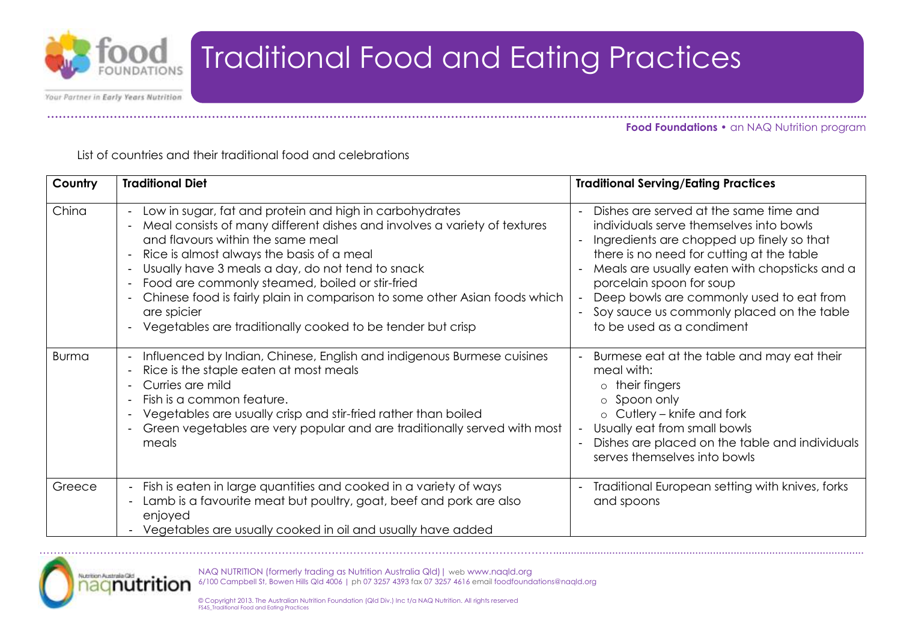# Traditional Food and Eating Practices

**Food Foundations** • an NAQ Nutrition program

List of countries and their traditional food and celebrations

| Country | Traditional Diet | Traditional Serving/Eating Practices |
|---|---|---|
| China | - Low in sugar, fat and protein and high in carbohydrates<br>- Meal consists of many different dishes and involves a variety of textures and flavours within the same meal<br>- Rice is almost always the basis of a meal<br>- Usually have 3 meals a day, do not tend to snack<br>- Food are commonly steamed, boiled or stir-fried<br>- Chinese food is fairly plain in comparison to some other Asian foods which are spicier<br>- Vegetables are traditionally cooked to be tender but crisp | - Dishes are served at the same time and individuals serve themselves into bowls<br>- Ingredients are chopped up finely so that there is no need for cutting at the table<br>- Meals are usually eaten with chopsticks and a porcelain spoon for soup<br>- Deep bowls are commonly used to eat from<br>- Soy sauce us commonly placed on the table to be used as a condiment |
| Burma | - Influenced by Indian, Chinese, English and indigenous Burmese cuisines<br>- Rice is the staple eaten at most meals<br>- Curries are mild<br>- Fish is a common feature.<br>- Vegetables are usually crisp and stir-fried rather than boiled<br>- Green vegetables are very popular and are traditionally served with most meals | - Burmese eat at the table and may eat their meal with:<br>  ○ their fingers<br>  ○ Spoon only<br>  ○ Cutlery – knife and fork<br>- Usually eat from small bowls<br>- Dishes are placed on the table and individuals serves themselves into bowls |
| Greece | - Fish is eaten in large quantities and cooked in a variety of ways<br>- Lamb is a favourite meat but poultry, goat, beef and pork are also enjoyed<br>- Vegetables are usually cooked in oil and usually have added | - Traditional European setting with knives, forks and spoons |

NAQ NUTRITION (formerly trading as Nutrition Australia Qld) | web www.naqld.org
6/100 Campbell St, Bowen Hills Qld 4006 | ph 07 3257 4393 fax 07 3257 4616 email foodfoundations@naqld.org

© Copyright 2013. The Australian Nutrition Foundation (Qld Div.) Inc t/a NAQ Nutrition. All rights reserved
FS45_Traditional Food and Eating Practices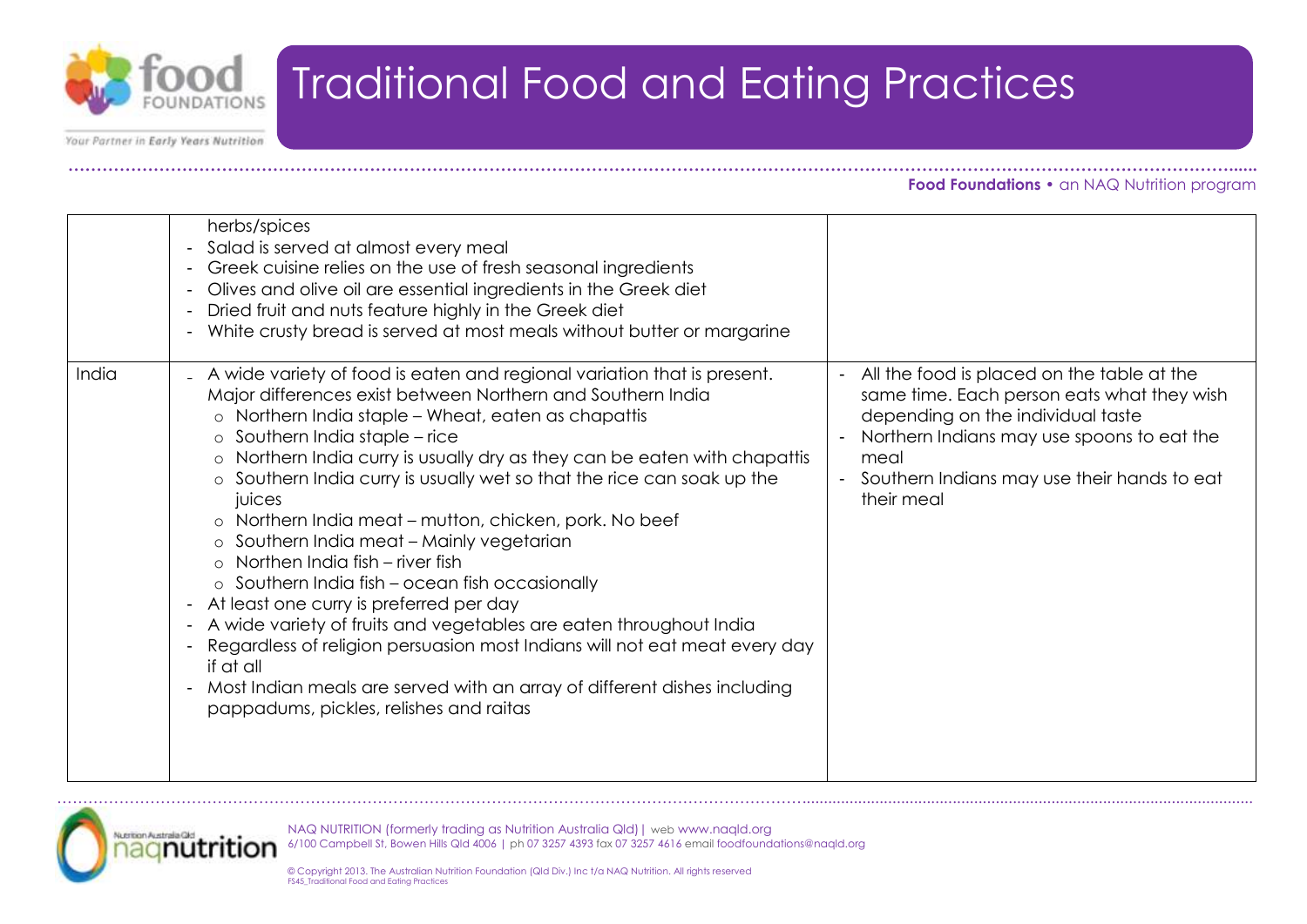| | | |
|---|---|---|
| | herbs/spices<br>- Salad is served at almost every meal<br>- Greek cuisine relies on the use of fresh seasonal ingredients<br>- Olives and olive oil are essential ingredients in the Greek diet<br>- Dried fruit and nuts feature highly in the Greek diet<br>- White crusty bread is served at most meals without butter or margarine | |
| India | - A wide variety of food is eaten and regional variation that is present. Major differences exist between Northern and Southern India<br>o Northern India staple – Wheat, eaten as chapattis<br>o Southern India staple – rice<br>o Northern India curry is usually dry as they can be eaten with chapattis<br>o Southern India curry is usually wet so that the rice can soak up the juices<br>o Northern India meat – mutton, chicken, pork. No beef<br>o Southern India meat – Mainly vegetarian<br>o Northen India fish – river fish<br>o Southern India fish – ocean fish occasionally<br>- At least one curry is preferred per day<br>- A wide variety of fruits and vegetables are eaten throughout India<br>- Regardless of religion persuasion most Indians will not eat meat every day if at all<br>- Most Indian meals are served with an array of different dishes including pappadums, pickles, relishes and raitas | - All the food is placed on the table at the same time. Each person eats what they wish depending on the individual taste<br>- Northern Indians may use spoons to eat the meal<br>- Southern Indians may use their hands to eat their meal |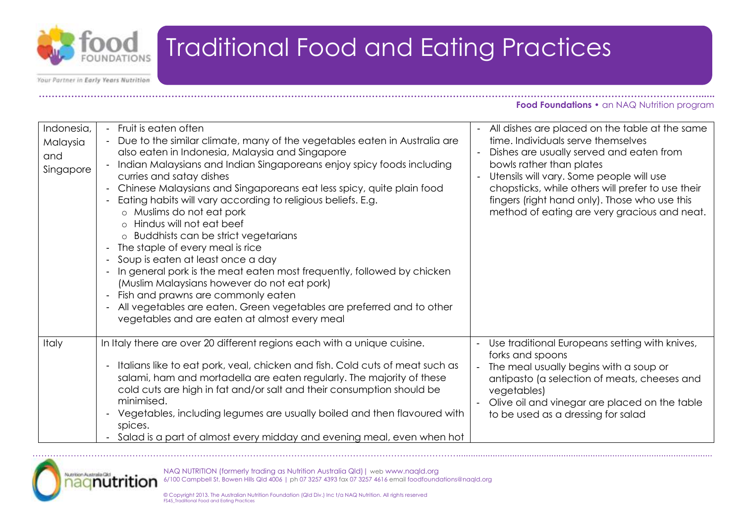# Traditional Food and Eating Practices

| | | |
|---|---|---|
| Indonesia, Malaysia and Singapore | - Fruit is eaten often<br>- Due to the similar climate, many of the vegetables eaten in Australia are also eaten in Indonesia, Malaysia and Singapore<br>- Indian Malaysians and Indian Singaporeans enjoy spicy foods including curries and satay dishes<br>- Chinese Malaysians and Singaporeans eat less spicy, quite plain food<br>- Eating habits will vary according to religious beliefs. E.g.<br>&nbsp;&nbsp;o Muslims do not eat pork<br>&nbsp;&nbsp;o Hindus will not eat beef<br>&nbsp;&nbsp;o Buddhists can be strict vegetarians<br>- The staple of every meal is rice<br>- Soup is eaten at least once a day<br>- In general pork is the meat eaten most frequently, followed by chicken (Muslim Malaysians however do not eat pork)<br>- Fish and prawns are commonly eaten<br>- All vegetables are eaten. Green vegetables are preferred and to other vegetables and are eaten at almost every meal | - All dishes are placed on the table at the same time. Individuals serve themselves<br>- Dishes are usually served and eaten from bowls rather than plates<br>- Utensils will vary. Some people will use chopsticks, while others will prefer to use their fingers (right hand only). Those who use this method of eating are very gracious and neat. |
| Italy | In Italy there are over 20 different regions each with a unique cuisine.<br>- Italians like to eat pork, veal, chicken and fish. Cold cuts of meat such as salami, ham and mortadella are eaten regularly. The majority of these cold cuts are high in fat and/or salt and their consumption should be minimised.<br>- Vegetables, including legumes are usually boiled and then flavoured with spices.<br>- Salad is a part of almost every midday and evening meal, even when hot | - Use traditional Europeans setting with knives, forks and spoons<br>- The meal usually begins with a soup or antipasto (a selection of meats, cheeses and vegetables)<br>- Olive oil and vinegar are placed on the table to be used as a dressing for salad |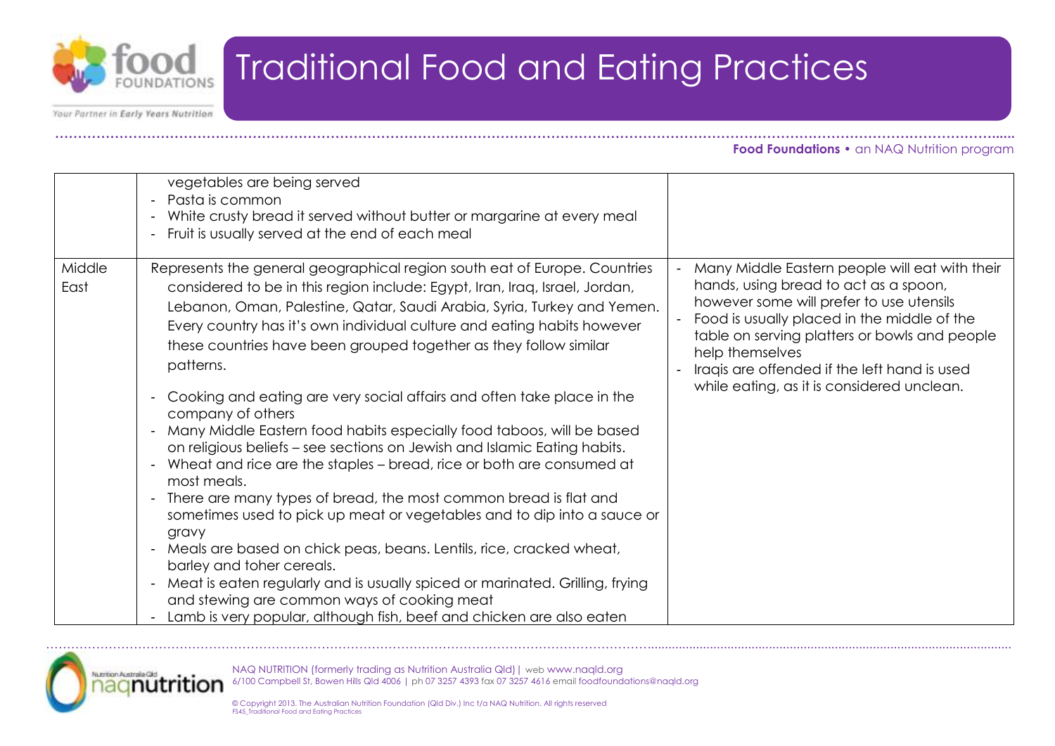# Traditional Food and Eating Practices

| | | |
|---|---|---|
| | vegetables are being served<br>- Pasta is common<br>- White crusty bread it served without butter or margarine at every meal<br>- Fruit is usually served at the end of each meal | |
| Middle East | Represents the general geographical region south eat of Europe. Countries considered to be in this region include: Egypt, Iran, Iraq, Israel, Jordan, Lebanon, Oman, Palestine, Qatar, Saudi Arabia, Syria, Turkey and Yemen. Every country has it's own individual culture and eating habits however these countries have been grouped together as they follow similar patterns.<br><br>- Cooking and eating are very social affairs and often take place in the company of others<br>- Many Middle Eastern food habits especially food taboos, will be based on religious beliefs – see sections on Jewish and Islamic Eating habits.<br>- Wheat and rice are the staples – bread, rice or both are consumed at most meals.<br>- There are many types of bread, the most common bread is flat and sometimes used to pick up meat or vegetables and to dip into a sauce or gravy<br>- Meals are based on chick peas, beans. Lentils, rice, cracked wheat, barley and toher cereals.<br>- Meat is eaten regularly and is usually spiced or marinated. Grilling, frying and stewing are common ways of cooking meat<br>- Lamb is very popular, although fish, beef and chicken are also eaten | - Many Middle Eastern people will eat with their hands, using bread to act as a spoon, however some will prefer to use utensils<br>- Food is usually placed in the middle of the table on serving platters or bowls and people help themselves<br>- Iraqis are offended if the left hand is used while eating, as it is considered unclean. |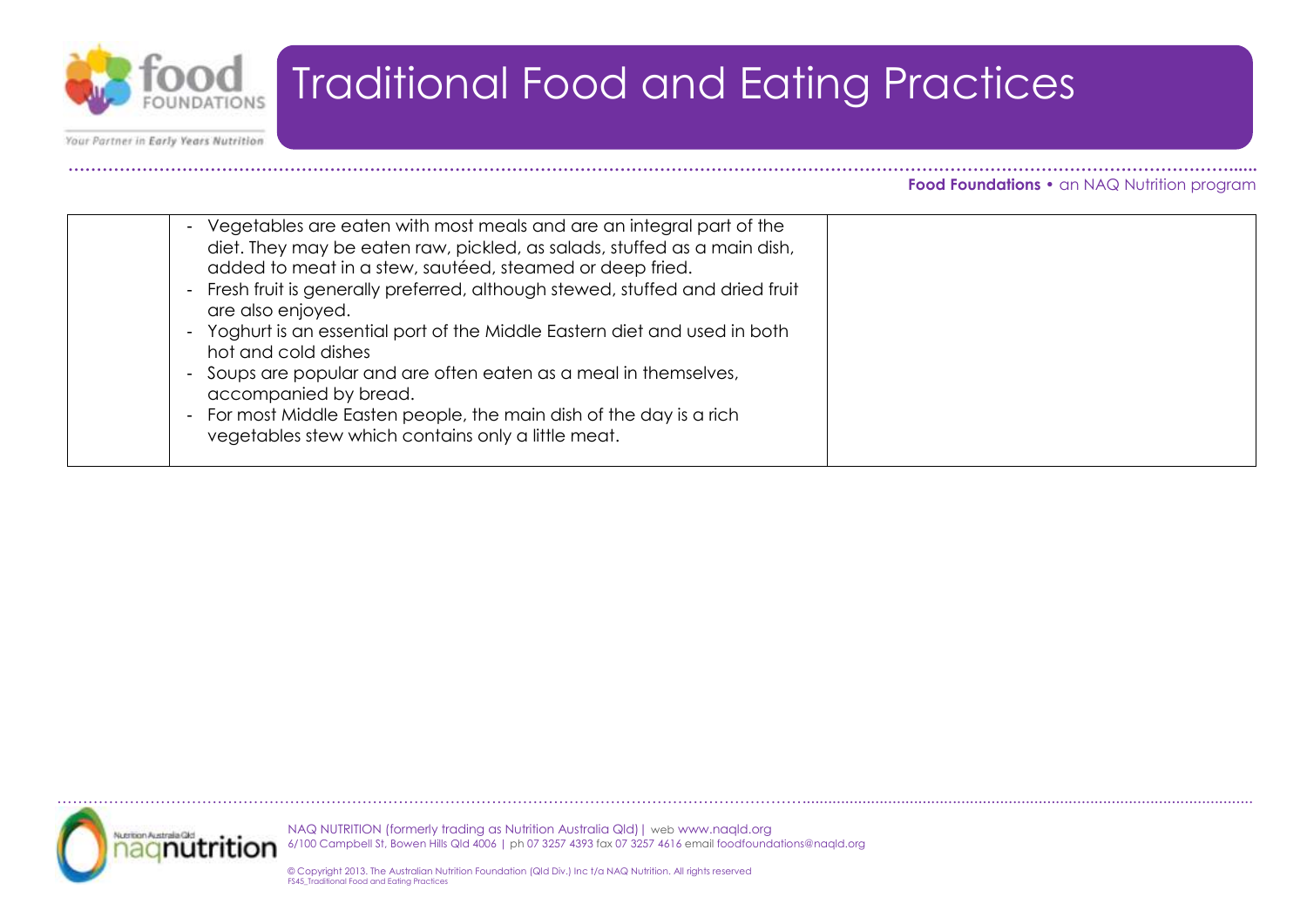| | | |
|---|---|---|
| | - Vegetables are eaten with most meals and are an integral part of the diet. They may be eaten raw, pickled, as salads, stuffed as a main dish, added to meat in a stew, sautéed, steamed or deep fried.<br>- Fresh fruit is generally preferred, although stewed, stuffed and dried fruit are also enjoyed.<br>- Yoghurt is an essential port of the Middle Eastern diet and used in both hot and cold dishes<br>- Soups are popular and are often eaten as a meal in themselves, accompanied by bread.<br>- For most Middle Easten people, the main dish of the day is a rich vegetables stew which contains only a little meat. | |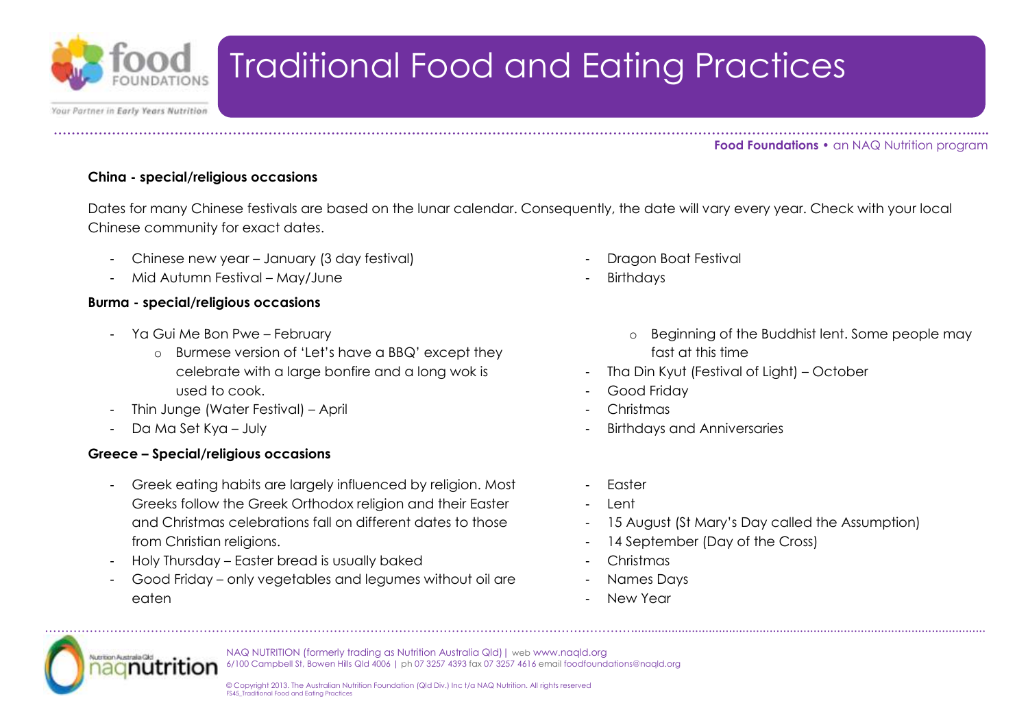**China - special/religious occasions**

Dates for many Chinese festivals are based on the lunar calendar. Consequently, the date will vary every year. Check with your local Chinese community for exact dates.

- Chinese new year – January (3 day festival)
- Mid Autumn Festival – May/June
- Dragon Boat Festival
- Birthdays

**Burma - special/religious occasions**

- Ya Gui Me Bon Pwe – February
    - Burmese version of 'Let's have a BBQ' except they celebrate with a large bonfire and a long wok is used to cook.
- Thin Junge (Water Festival) – April
- Da Ma Set Kya – July
    - Beginning of the Buddhist lent. Some people may fast at this time
- Tha Din Kyut (Festival of Light) – October
- Good Friday
- Christmas
- Birthdays and Anniversaries

**Greece – Special/religious occasions**

- Greek eating habits are largely influenced by religion. Most Greeks follow the Greek Orthodox religion and their Easter and Christmas celebrations fall on different dates to those from Christian religions.
- Holy Thursday – Easter bread is usually baked
- Good Friday – only vegetables and legumes without oil are eaten
- Easter
- Lent
- 15 August (St Mary's Day called the Assumption)
- 14 September (Day of the Cross)
- Christmas
- Names Days
- New Year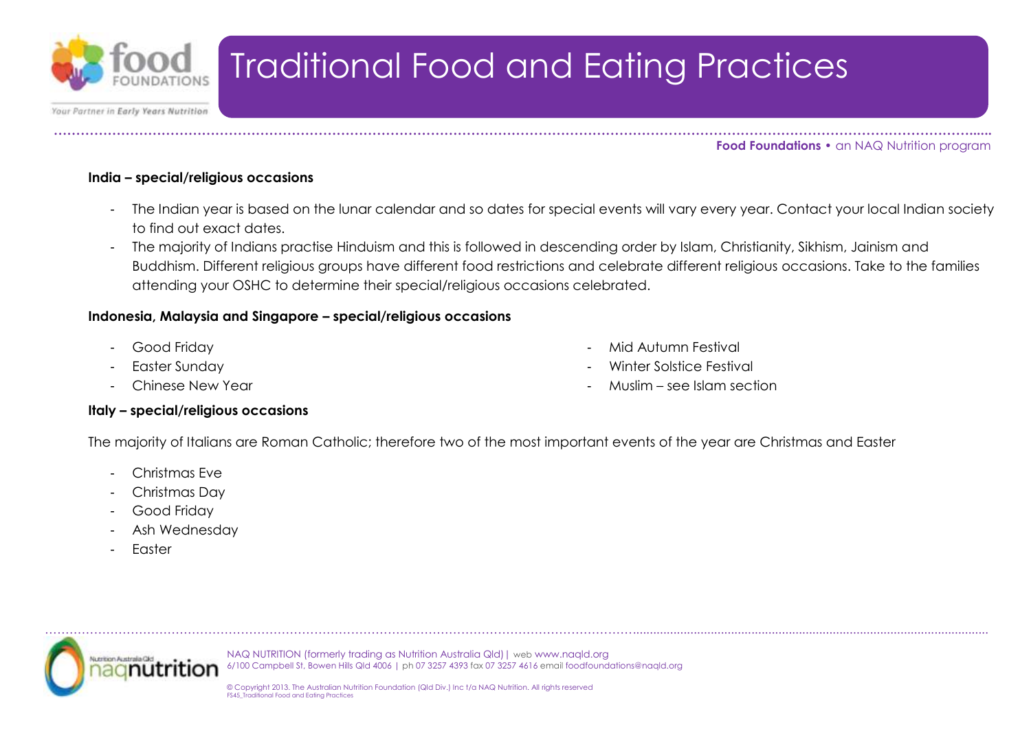**India – special/religious occasions**

- The Indian year is based on the lunar calendar and so dates for special events will vary every year. Contact your local Indian society to find out exact dates.
- The majority of Indians practise Hinduism and this is followed in descending order by Islam, Christianity, Sikhism, Jainism and Buddhism. Different religious groups have different food restrictions and celebrate different religious occasions. Take to the families attending your OSHC to determine their special/religious occasions celebrated.

**Indonesia, Malaysia and Singapore – special/religious occasions**

- Good Friday
- Easter Sunday
- Chinese New Year
- Mid Autumn Festival
- Winter Solstice Festival
- Muslim – see Islam section

**Italy – special/religious occasions**

The majority of Italians are Roman Catholic; therefore two of the most important events of the year are Christmas and Easter

- Christmas Eve
- Christmas Day
- Good Friday
- Ash Wednesday
- Easter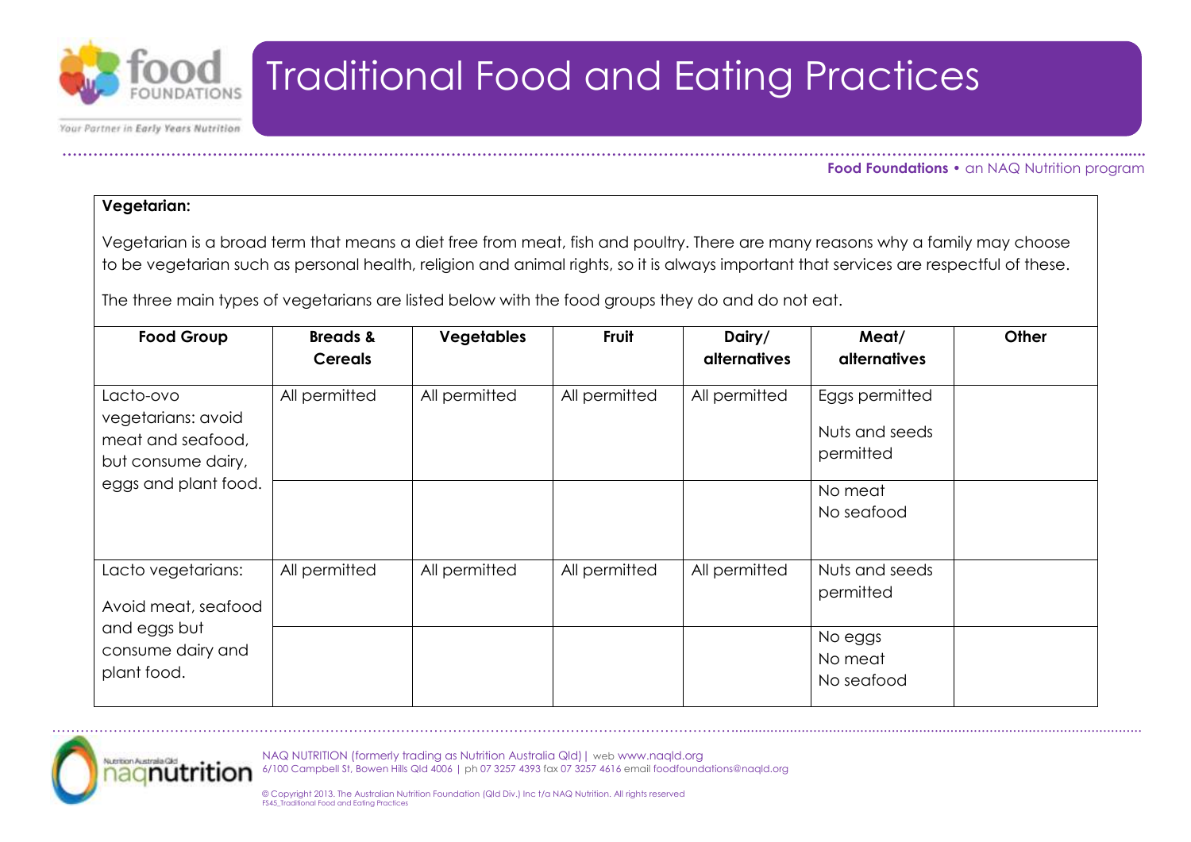# Traditional Food and Eating Practices

**Food Foundations** • an NAQ Nutrition program

**Vegetarian:**

Vegetarian is a broad term that means a diet free from meat, fish and poultry. There are many reasons why a family may choose to be vegetarian such as personal health, religion and animal rights, so it is always important that services are respectful of these.

The three main types of vegetarians are listed below with the food groups they do and do not eat.

| Food Group | Breads & Cereals | Vegetables | Fruit | Dairy/ alternatives | Meat/ alternatives | Other |
|---|---|---|---|---|---|---|
| Lacto-ovo vegetarians: avoid meat and seafood, but consume dairy, eggs and plant food. | All permitted | All permitted | All permitted | All permitted | Eggs permitted<br>Nuts and seeds permitted | |
| | | | | | No meat<br>No seafood | |
| Lacto vegetarians:<br>Avoid meat, seafood and eggs but consume dairy and plant food. | All permitted | All permitted | All permitted | All permitted | Nuts and seeds permitted | |
| | | | | | No eggs<br>No meat<br>No seafood | |

NAQ NUTRITION (formerly trading as Nutrition Australia Qld) | web www.naqld.org
6/100 Campbell St, Bowen Hills Qld 4006 | ph 07 3257 4393 fax 07 3257 4616 email foodfoundations@naqld.org

© Copyright 2013. The Australian Nutrition Foundation (Qld Div.) Inc t/a NAQ Nutrition. All rights reserved
FS45_Traditional Food and Eating Practices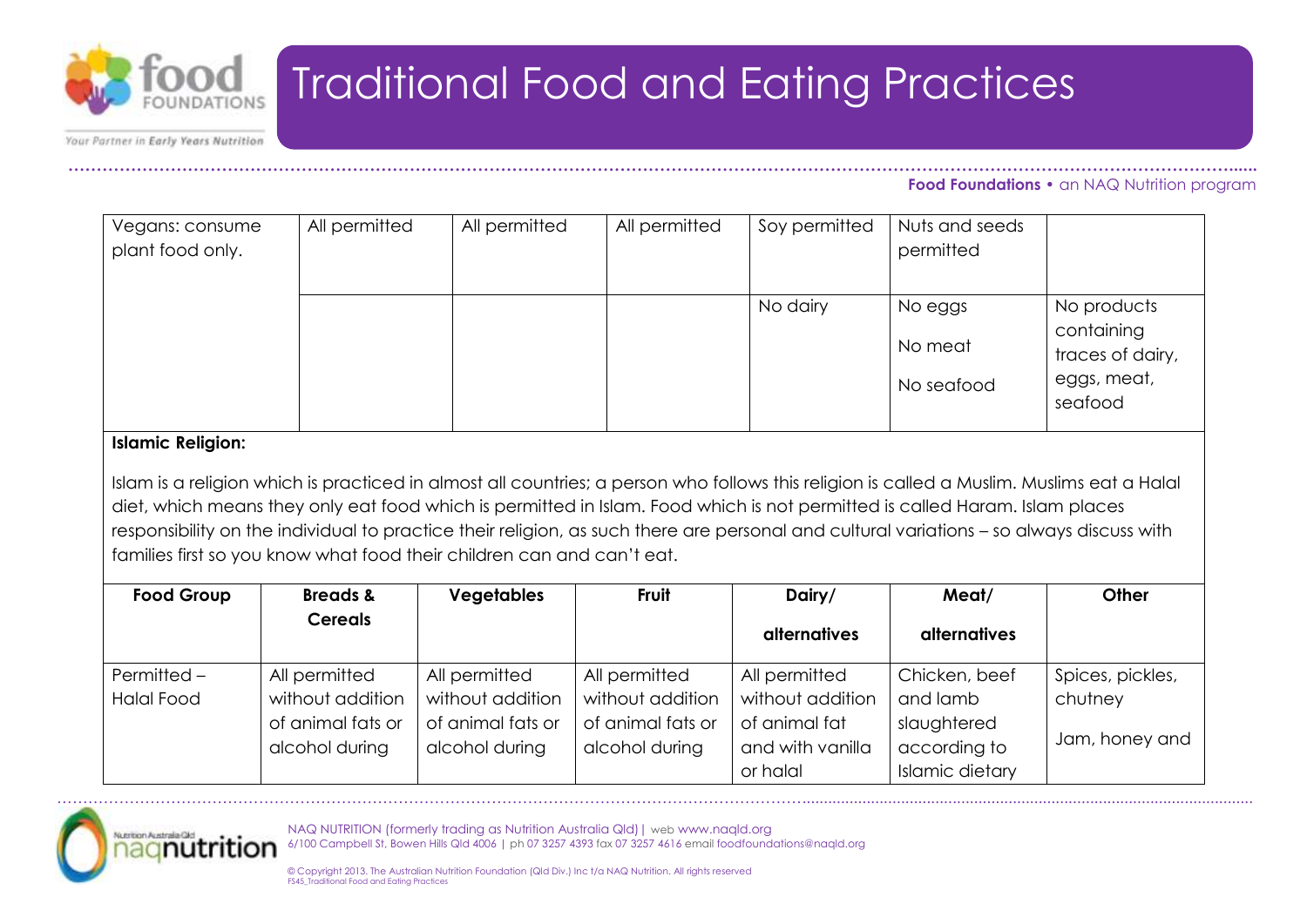# Traditional Food and Eating Practices

| | | | | | | |
|---|---|---|---|---|---|---|
| Vegans: consume plant food only. | All permitted | All permitted | All permitted | Soy permitted | Nuts and seeds permitted | |
| | | | | No dairy | No eggs<br>No meat<br>No seafood | No products containing traces of dairy, eggs, meat, seafood |

**Islamic Religion:**

Islam is a religion which is practiced in almost all countries; a person who follows this religion is called a Muslim. Muslims eat a Halal diet, which means they only eat food which is permitted in Islam. Food which is not permitted is called Haram. Islam places responsibility on the individual to practice their religion, as such there are personal and cultural variations – so always discuss with families first so you know what food their children can and can't eat.

| Food Group | Breads & Cereals | Vegetables | Fruit | Dairy/ alternatives | Meat/ alternatives | Other |
|---|---|---|---|---|---|---|
| Permitted – Halal Food | All permitted without addition of animal fats or alcohol during | All permitted without addition of animal fats or alcohol during | All permitted without addition of animal fats or alcohol during | All permitted without addition of animal fat and with vanilla or halal | Chicken, beef and lamb slaughtered according to Islamic dietary | Spices, pickles, chutney<br>Jam, honey and |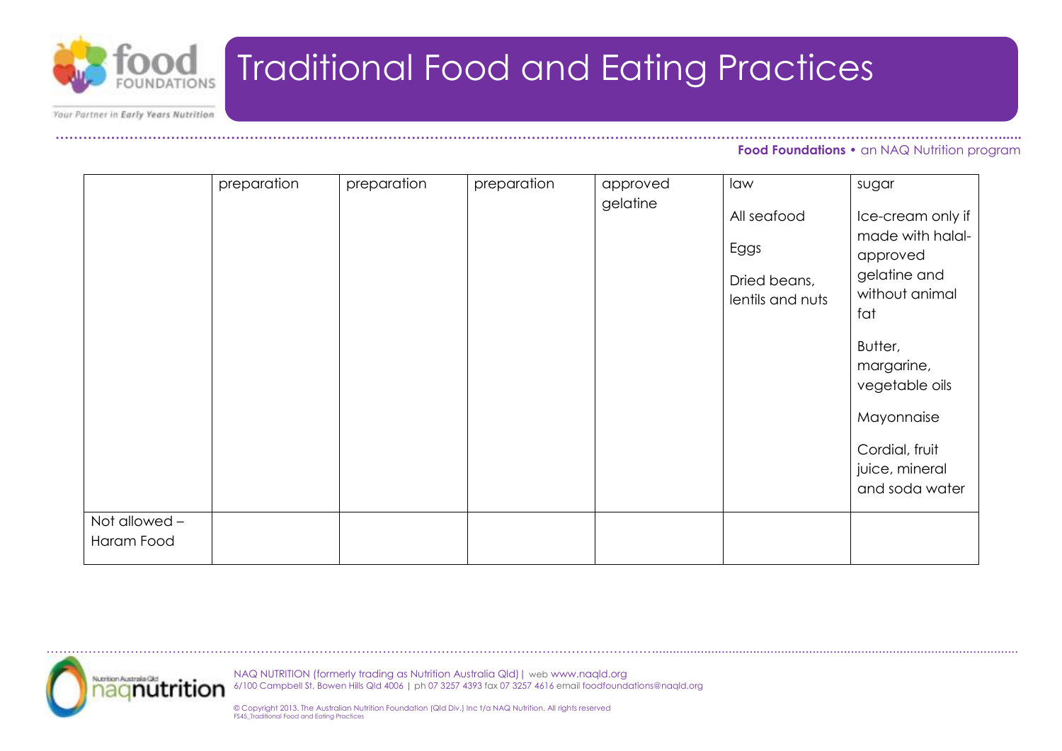# Traditional Food and Eating Practices

**Food Foundations** • an NAQ Nutrition program

| | | | | | | |
|---|---|---|---|---|---|---|
| | preparation | preparation | preparation | approved gelatine | law<br><br>All seafood<br><br>Eggs<br><br>Dried beans, lentils and nuts | sugar<br><br>Ice-cream only if made with halal-approved gelatine and without animal fat<br><br>Butter, margarine, vegetable oils<br><br>Mayonnaise<br><br>Cordial, fruit juice, mineral and soda water |
| Not allowed – Haram Food | | | | | | |

NAQ NUTRITION (formerly trading as Nutrition Australia Qld) | web www.naqld.org
6/100 Campbell St, Bowen Hills Qld 4006 | ph 07 3257 4393 fax 07 3257 4616 email foodfoundations@naqld.org

© Copyright 2013. The Australian Nutrition Foundation (Qld Div.) Inc t/a NAQ Nutrition. All rights reserved
FS45_Traditional Food and Eating Practices